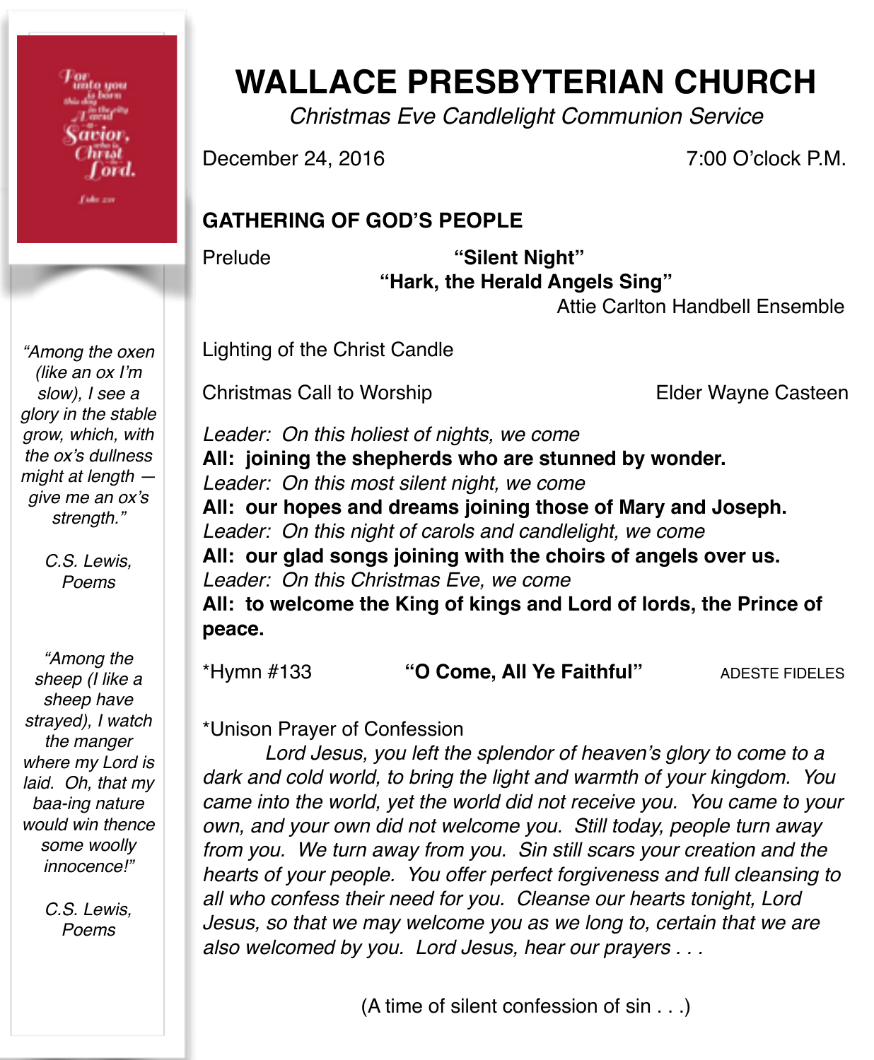# WALLACE PRESBYTERIAN CHURCH

*Christmas Eve Candlelight Communion Service*

December 24, 2016 — 7:00 O'clock P.M.

*"Among the oxen (like an ox I'm slow), I see a glory in the stable grow, which, with the ox's dullness might at length — give me an ox's strength."*

*C.S. Lewis, Poems*

*"Among the sheep (I like a sheep have strayed), I watch the manger where my Lord is laid. Oh, that my baa-ing nature would win thence some woolly innocence!"*

*C.S. Lewis, Poems*

## GATHERING OF GOD'S PEOPLE

Prelude **"Silent Night"**
**"Hark, the Herald Angels Sing"**
Attie Carlton Handbell Ensemble

Lighting of the Christ Candle

Christmas Call to Worship — Elder Wayne Casteen

*Leader: On this holiest of nights, we come*
**All: joining the shepherds who are stunned by wonder.**
*Leader: On this most silent night, we come*
**All: our hopes and dreams joining those of Mary and Joseph.**
*Leader: On this night of carols and candlelight, we come*
**All: our glad songs joining with the choirs of angels over us.**
*Leader: On this Christmas Eve, we come*
**All: to welcome the King of kings and Lord of lords, the Prince of peace.**

*Hymn #133 **"O Come, All Ye Faithful"** ADESTE FIDELES

*Unison Prayer of Confession

*Lord Jesus, you left the splendor of heaven's glory to come to a dark and cold world, to bring the light and warmth of your kingdom. You came into the world, yet the world did not receive you. You came to your own, and your own did not welcome you. Still today, people turn away from you. We turn away from you. Sin still scars your creation and the hearts of your people. You offer perfect forgiveness and full cleansing to all who confess their need for you. Cleanse our hearts tonight, Lord Jesus, so that we may welcome you as we long to, certain that we are also welcomed by you. Lord Jesus, hear our prayers . . .*

(A time of silent confession of sin . . .)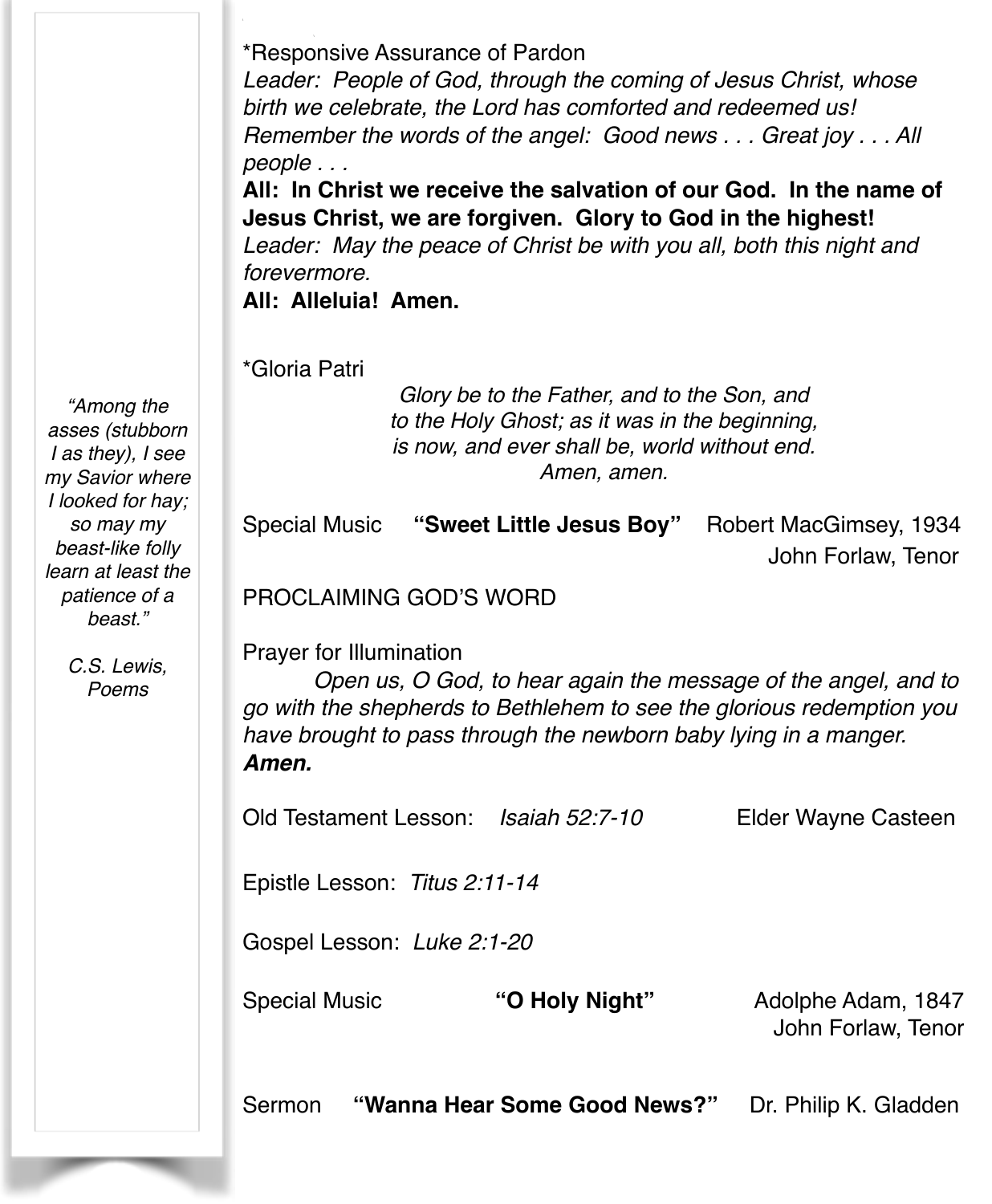*Responsive Assurance of Pardon

*Leader: People of God, through the coming of Jesus Christ, whose birth we celebrate, the Lord has comforted and redeemed us! Remember the words of the angel: Good news . . . Great joy . . . All people . . .*

**All: In Christ we receive the salvation of our God. In the name of Jesus Christ, we are forgiven. Glory to God in the highest!**

*Leader: May the peace of Christ be with you all, both this night and forevermore.*

**All: Alleluia! Amen.**

*Gloria Patri

*Glory be to the Father, and to the Son, and to the Holy Ghost; as it was in the beginning, is now, and ever shall be, world without end. Amen, amen.*

Special Music **"Sweet Little Jesus Boy"** Robert MacGimsey, 1934
John Forlaw, Tenor

PROCLAIMING GOD'S WORD

Prayer for Illumination

*Open us, O God, to hear again the message of the angel, and to go with the shepherds to Bethlehem to see the glorious redemption you have brought to pass through the newborn baby lying in a manger.* ***Amen.***

Old Testament Lesson: *Isaiah 52:7-10* Elder Wayne Casteen

Epistle Lesson: *Titus 2:11-14*

Gospel Lesson: *Luke 2:1-20*

Special Music **"O Holy Night"** Adolphe Adam, 1847
John Forlaw, Tenor

Sermon **"Wanna Hear Some Good News?"** Dr. Philip K. Gladden

*"Among the asses (stubborn I as they), I see my Savior where I looked for hay; so may my beast-like folly learn at least the patience of a beast."*

*C.S. Lewis, Poems*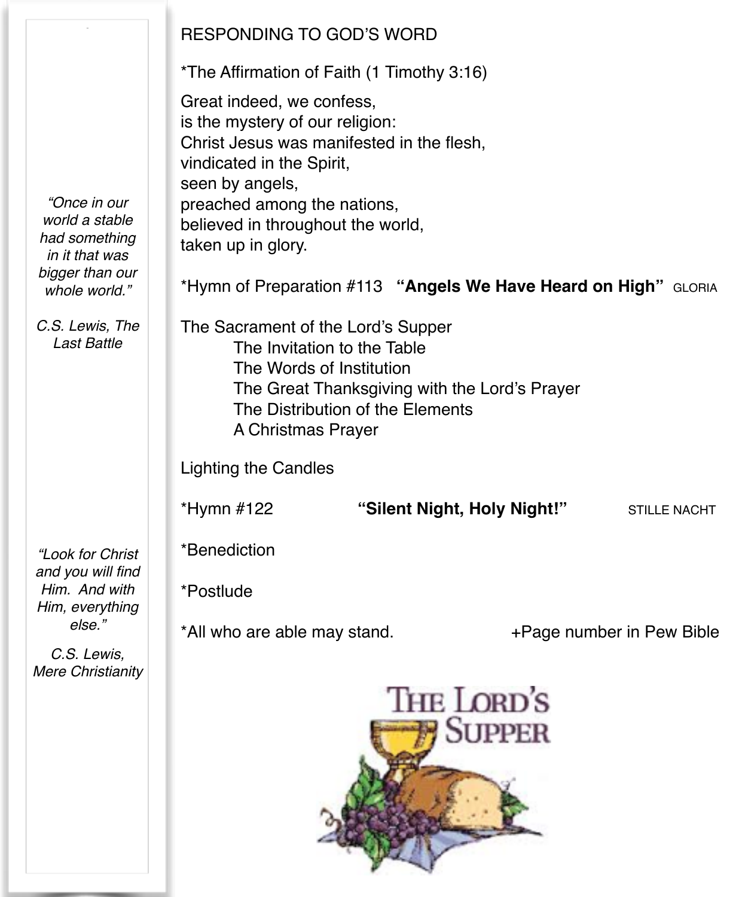## RESPONDING TO GOD'S WORD

*The Affirmation of Faith (1 Timothy 3:16)

Great indeed, we confess,
is the mystery of our religion:
Christ Jesus was manifested in the flesh,
vindicated in the Spirit,
seen by angels,
preached among the nations,
believed in throughout the world,
taken up in glory.

*Hymn of Preparation #113 **"Angels We Have Heard on High"** GLORIA

The Sacrament of the Lord's Supper
- The Invitation to the Table
- The Words of Institution
- The Great Thanksgiving with the Lord's Prayer
- The Distribution of the Elements
- A Christmas Prayer

Lighting the Candles

*Hymn #122 **"Silent Night, Holy Night!"** STILLE NACHT

*Benediction

*Postlude

*All who are able may stand. +Page number in Pew Bible

THE LORD'S SUPPER

*"Once in our world a stable had something in it that was bigger than our whole world."*

*C.S. Lewis, The Last Battle*

*"Look for Christ and you will find Him. And with Him, everything else."*

*C.S. Lewis, Mere Christianity*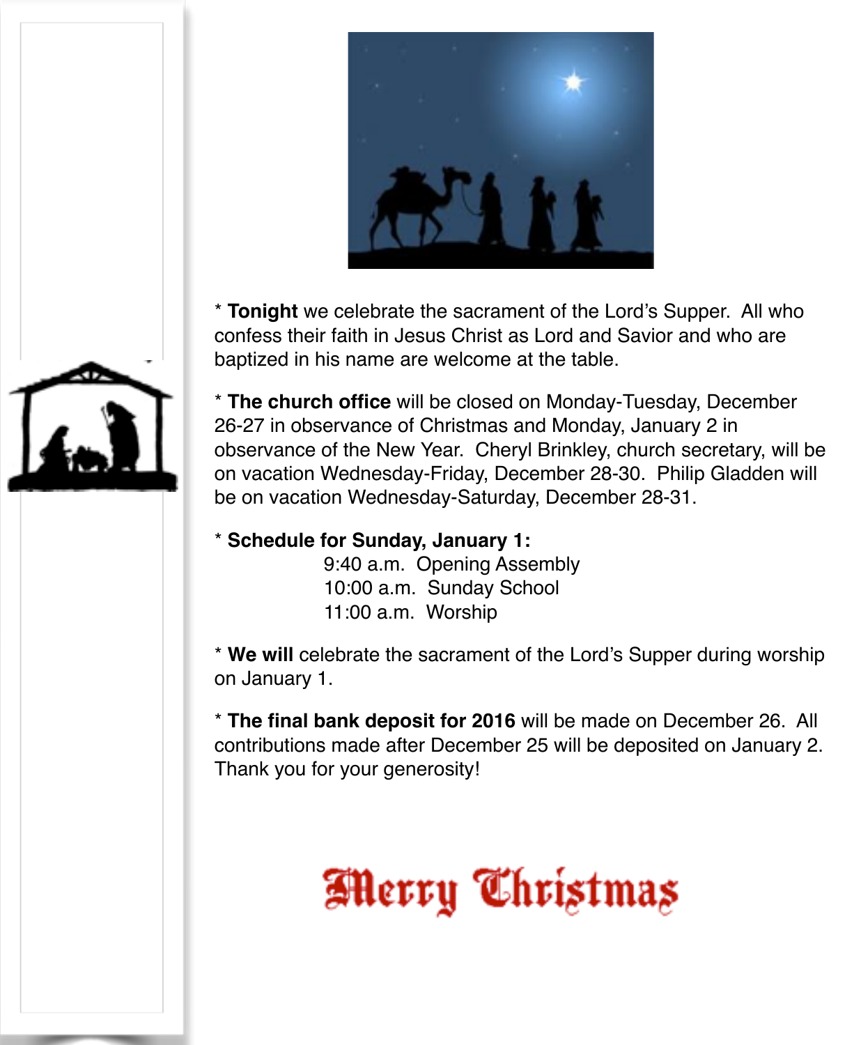* **Tonight** we celebrate the sacrament of the Lord's Supper. All who confess their faith in Jesus Christ as Lord and Savior and who are baptized in his name are welcome at the table.

* **The church office** will be closed on Monday-Tuesday, December 26-27 in observance of Christmas and Monday, January 2 in observance of the New Year. Cheryl Brinkley, church secretary, will be on vacation Wednesday-Friday, December 28-30. Philip Gladden will be on vacation Wednesday-Saturday, December 28-31.

* **Schedule for Sunday, January 1:**
  9:40 a.m. Opening Assembly
  10:00 a.m. Sunday School
  11:00 a.m. Worship

* **We will** celebrate the sacrament of the Lord's Supper during worship on January 1.

* **The final bank deposit for 2016** will be made on December 26. All contributions made after December 25 will be deposited on January 2. Thank you for your generosity!

Merry Christmas